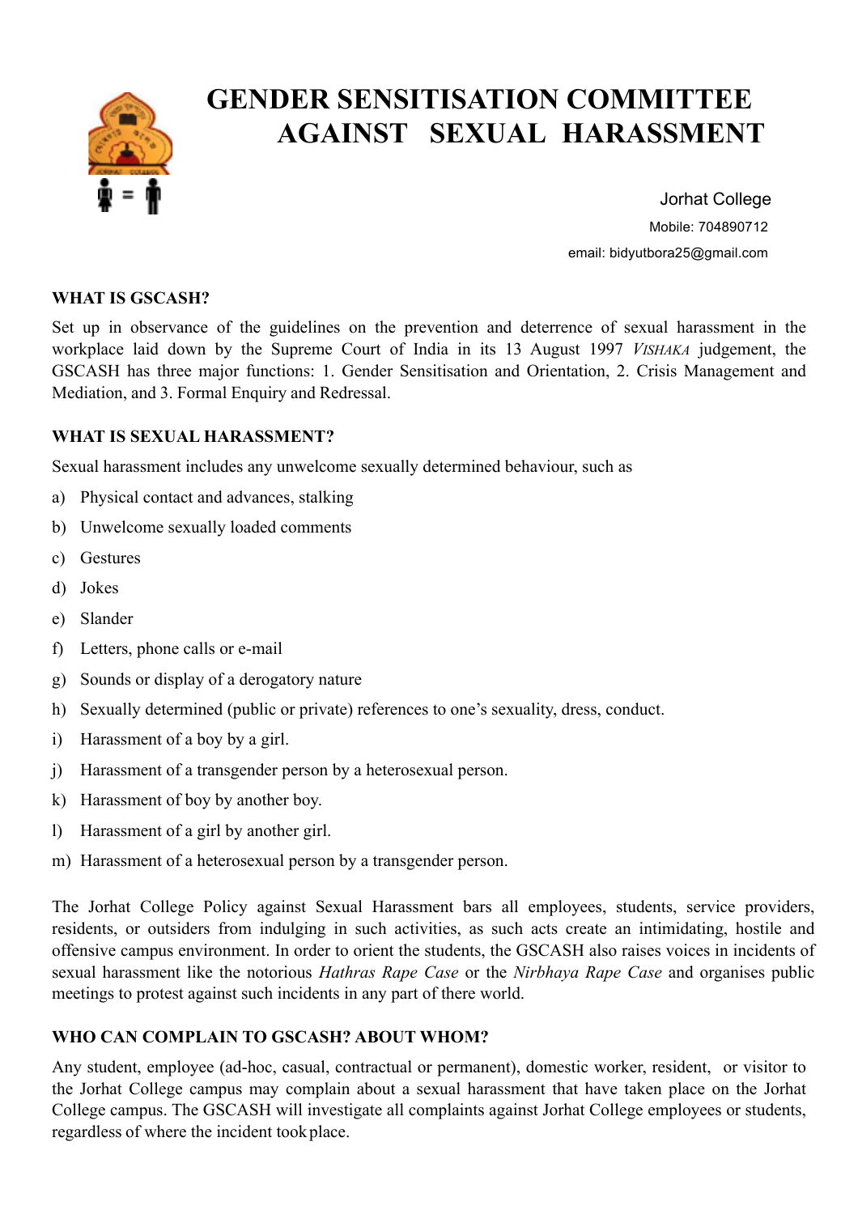# GENDER SENSITISATION COMMITTEE AGAINST SEXUAL HARASSMENT

Jorhat College

Mobile: 704890712

email: bidyutbora25@gmail.com

## WHAT IS GSCASH?

Set up in observance of the guidelines on the prevention and deterrence of sexual harassment in the workplace laid down by the Supreme Court of India in its 13 August 1997 *VISHAKA* judgement, the GSCASH has three major functions: 1. Gender Sensitisation and Orientation, 2. Crisis Management and Mediation, and 3. Formal Enquiry and Redressal.

## WHAT IS SEXUAL HARASSMENT?

Sexual harassment includes any unwelcome sexually determined behaviour, such as

a) Physical contact and advances, stalking
b) Unwelcome sexually loaded comments
c) Gestures
d) Jokes
e) Slander
f) Letters, phone calls or e-mail
g) Sounds or display of a derogatory nature
h) Sexually determined (public or private) references to one's sexuality, dress, conduct.
i) Harassment of a boy by a girl.
j) Harassment of a transgender person by a heterosexual person.
k) Harassment of boy by another boy.
l) Harassment of a girl by another girl.
m) Harassment of a heterosexual person by a transgender person.

The Jorhat College Policy against Sexual Harassment bars all employees, students, service providers, residents, or outsiders from indulging in such activities, as such acts create an intimidating, hostile and offensive campus environment. In order to orient the students, the GSCASH also raises voices in incidents of sexual harassment like the notorious *Hathras Rape Case* or the *Nirbhaya Rape Case* and organises public meetings to protest against such incidents in any part of there world.

## WHO CAN COMPLAIN TO GSCASH? ABOUT WHOM?

Any student, employee (ad-hoc, casual, contractual or permanent), domestic worker, resident, or visitor to the Jorhat College campus may complain about a sexual harassment that have taken place on the Jorhat College campus. The GSCASH will investigate all complaints against Jorhat College employees or students, regardless of where the incident took place.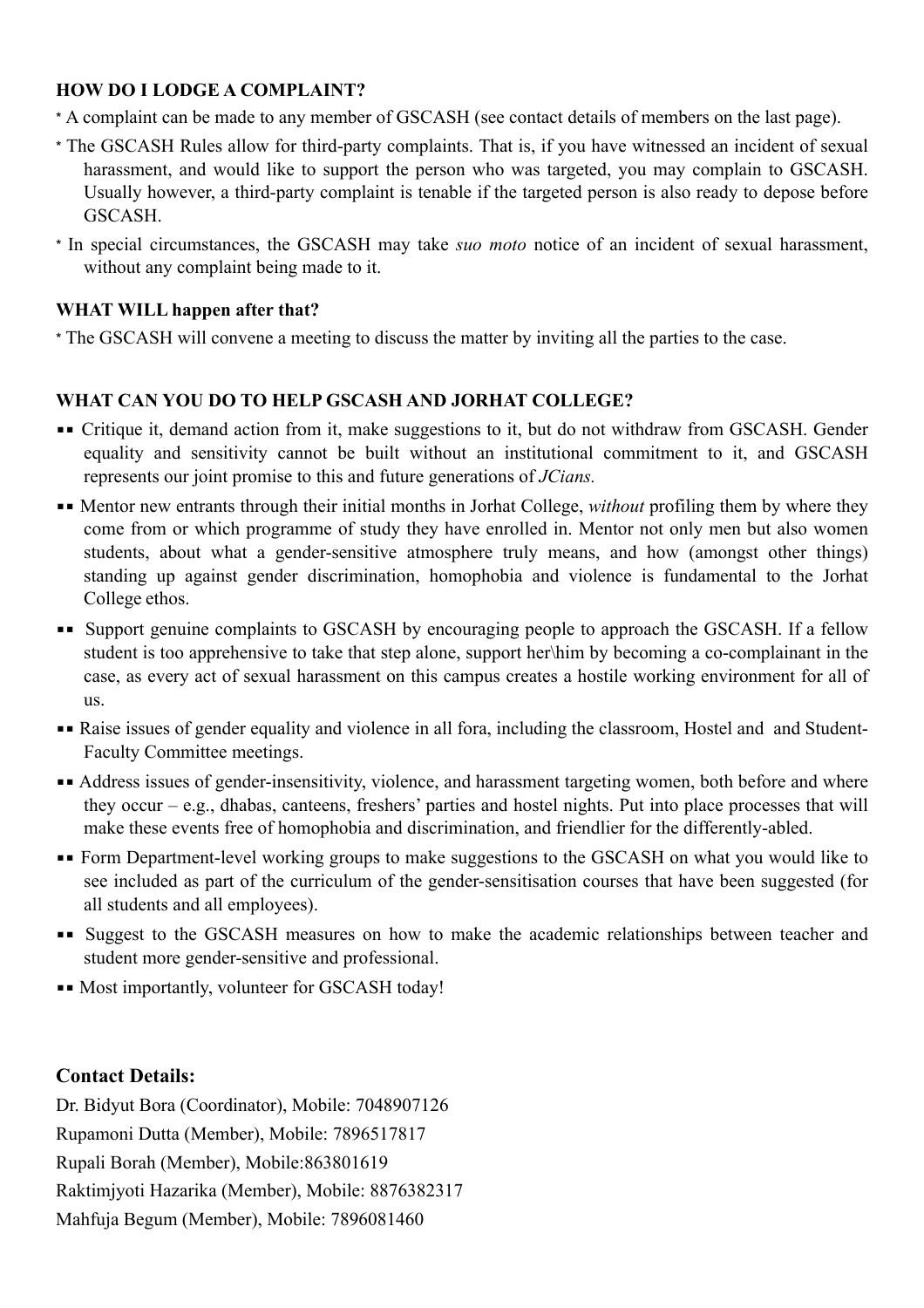### HOW DO I LODGE A COMPLAINT?

- A complaint can be made to any member of GSCASH (see contact details of members on the last page).
- The GSCASH Rules allow for third-party complaints. That is, if you have witnessed an incident of sexual harassment, and would like to support the person who was targeted, you may complain to GSCASH. Usually however, a third-party complaint is tenable if the targeted person is also ready to depose before GSCASH.
- In special circumstances, the GSCASH may take *suo moto* notice of an incident of sexual harassment, without any complaint being made to it.

### WHAT WILL happen after that?

- The GSCASH will convene a meeting to discuss the matter by inviting all the parties to the case.

### WHAT CAN YOU DO TO HELP GSCASH AND JORHAT COLLEGE?

- Critique it, demand action from it, make suggestions to it, but do not withdraw from GSCASH. Gender equality and sensitivity cannot be built without an institutional commitment to it, and GSCASH represents our joint promise to this and future generations of *JCians.*
- Mentor new entrants through their initial months in Jorhat College, *without* profiling them by where they come from or which programme of study they have enrolled in. Mentor not only men but also women students, about what a gender-sensitive atmosphere truly means, and how (amongst other things) standing up against gender discrimination, homophobia and violence is fundamental to the Jorhat College ethos.
- Support genuine complaints to GSCASH by encouraging people to approach the GSCASH. If a fellow student is too apprehensive to take that step alone, support her\him by becoming a co-complainant in the case, as every act of sexual harassment on this campus creates a hostile working environment for all of us.
- Raise issues of gender equality and violence in all fora, including the classroom, Hostel and and Student-Faculty Committee meetings.
- Address issues of gender-insensitivity, violence, and harassment targeting women, both before and where they occur – e.g., dhabas, canteens, freshers' parties and hostel nights. Put into place processes that will make these events free of homophobia and discrimination, and friendlier for the differently-abled.
- Form Department-level working groups to make suggestions to the GSCASH on what you would like to see included as part of the curriculum of the gender-sensitisation courses that have been suggested (for all students and all employees).
- Suggest to the GSCASH measures on how to make the academic relationships between teacher and student more gender-sensitive and professional.
- Most importantly, volunteer for GSCASH today!

## Contact Details:

Dr. Bidyut Bora (Coordinator), Mobile: 7048907126

Rupamoni Dutta (Member), Mobile: 7896517817

Rupali Borah (Member), Mobile:863801619

Raktimjyoti Hazarika (Member), Mobile: 8876382317

Mahfuja Begum (Member), Mobile: 7896081460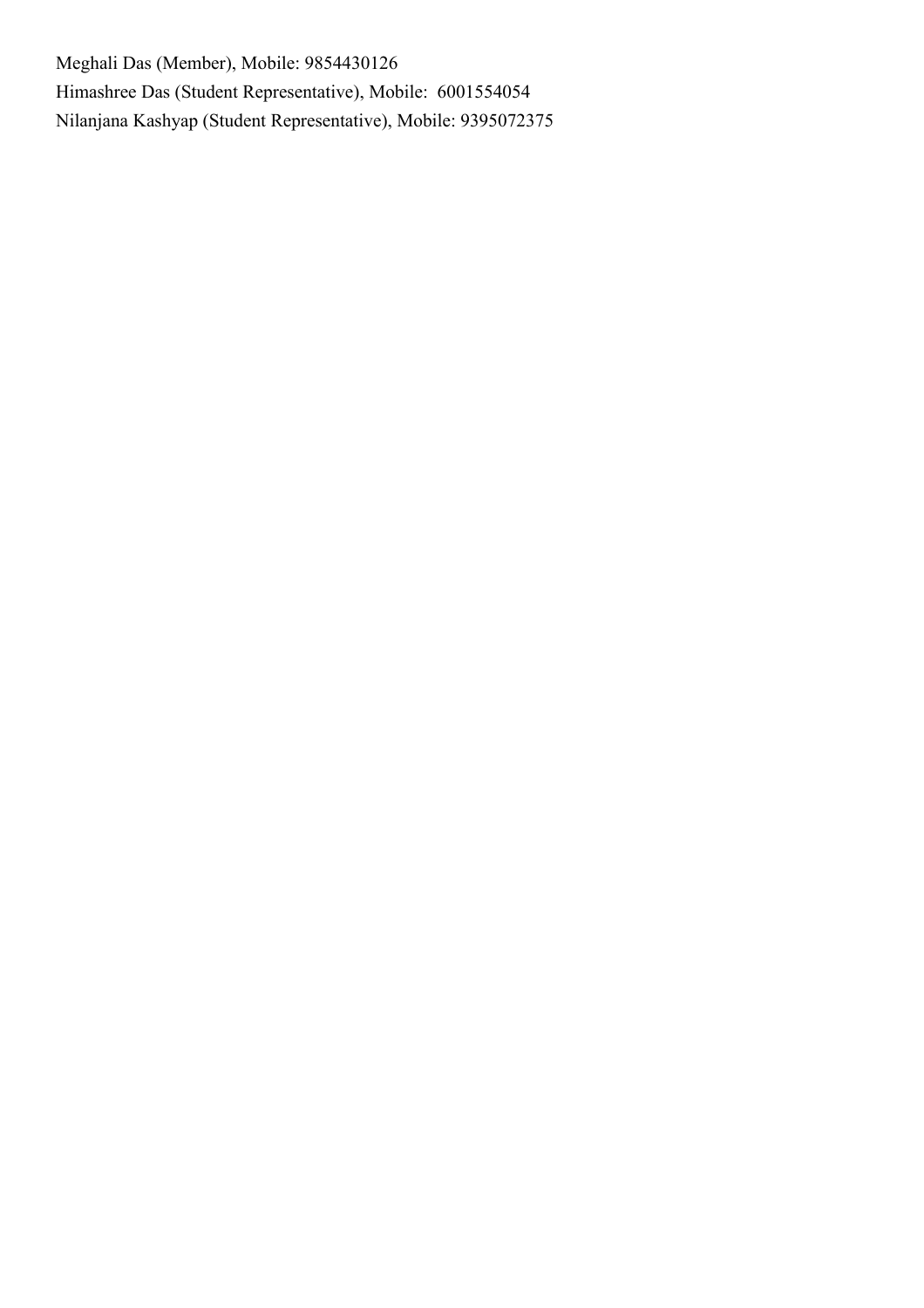Meghali Das (Member), Mobile: 9854430126

Himashree Das (Student Representative), Mobile: 6001554054

Nilanjana Kashyap (Student Representative), Mobile: 9395072375